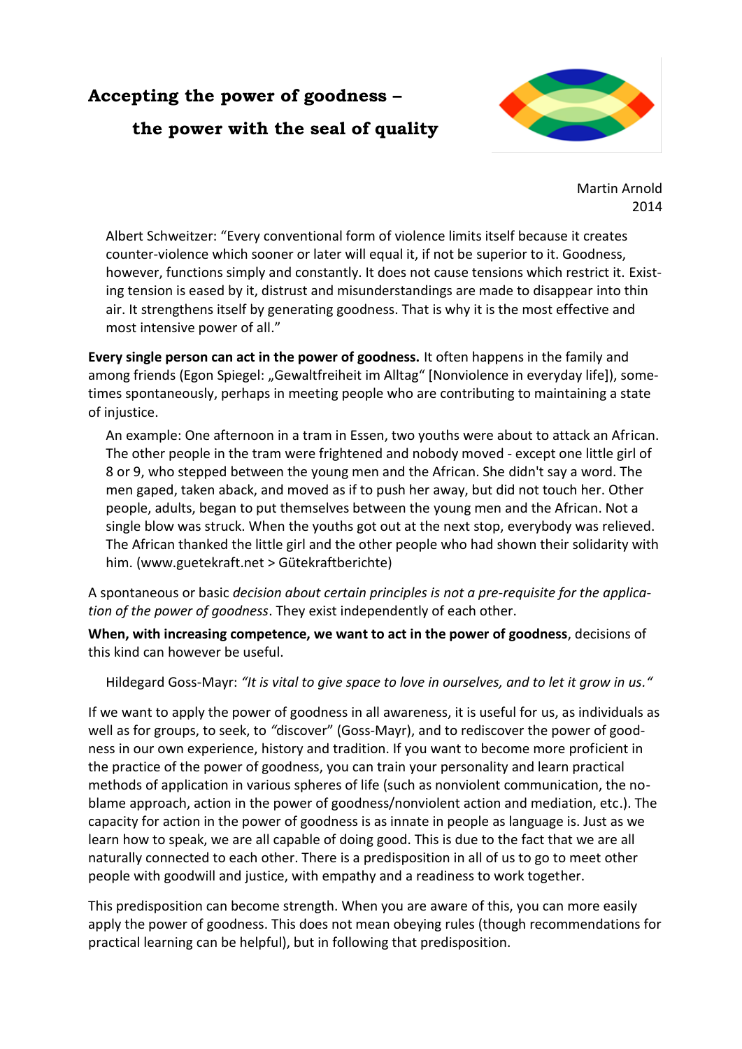# Accepting the power of goodness – the power with the seal of quality

Martin Arnold
2014

> Albert Schweitzer: "Every conventional form of violence limits itself because it creates counter-violence which sooner or later will equal it, if not be superior to it. Goodness, however, functions simply and constantly. It does not cause tensions which restrict it. Existing tension is eased by it, distrust and misunderstandings are made to disappear into thin air. It strengthens itself by generating goodness. That is why it is the most effective and most intensive power of all."

**Every single person can act in the power of goodness.** It often happens in the family and among friends (Egon Spiegel: „Gewaltfreiheit im Alltag" [Nonviolence in everyday life]), sometimes spontaneously, perhaps in meeting people who are contributing to maintaining a state of injustice.

> An example: One afternoon in a tram in Essen, two youths were about to attack an African. The other people in the tram were frightened and nobody moved - except one little girl of 8 or 9, who stepped between the young men and the African. She didn't say a word. The men gaped, taken aback, and moved as if to push her away, but did not touch her. Other people, adults, began to put themselves between the young men and the African. Not a single blow was struck. When the youths got out at the next stop, everybody was relieved. The African thanked the little girl and the other people who had shown their solidarity with him. (www.guetekraft.net > Gütekraftberichte)

A spontaneous or basic *decision about certain principles is not a pre-requisite for the application of the power of goodness*. They exist independently of each other.

**When, with increasing competence, we want to act in the power of goodness**, decisions of this kind can however be useful.

> Hildegard Goss-Mayr: *"It is vital to give space to love in ourselves, and to let it grow in us."*

If we want to apply the power of goodness in all awareness, it is useful for us, as individuals as well as for groups, to seek, to "discover" (Goss-Mayr), and to rediscover the power of goodness in our own experience, history and tradition. If you want to become more proficient in the practice of the power of goodness, you can train your personality and learn practical methods of application in various spheres of life (such as nonviolent communication, the no-blame approach, action in the power of goodness/nonviolent action and mediation, etc.). The capacity for action in the power of goodness is as innate in people as language is. Just as we learn how to speak, we are all capable of doing good. This is due to the fact that we are all naturally connected to each other. There is a predisposition in all of us to go to meet other people with goodwill and justice, with empathy and a readiness to work together.

This predisposition can become strength. When you are aware of this, you can more easily apply the power of goodness. This does not mean obeying rules (though recommendations for practical learning can be helpful), but in following that predisposition.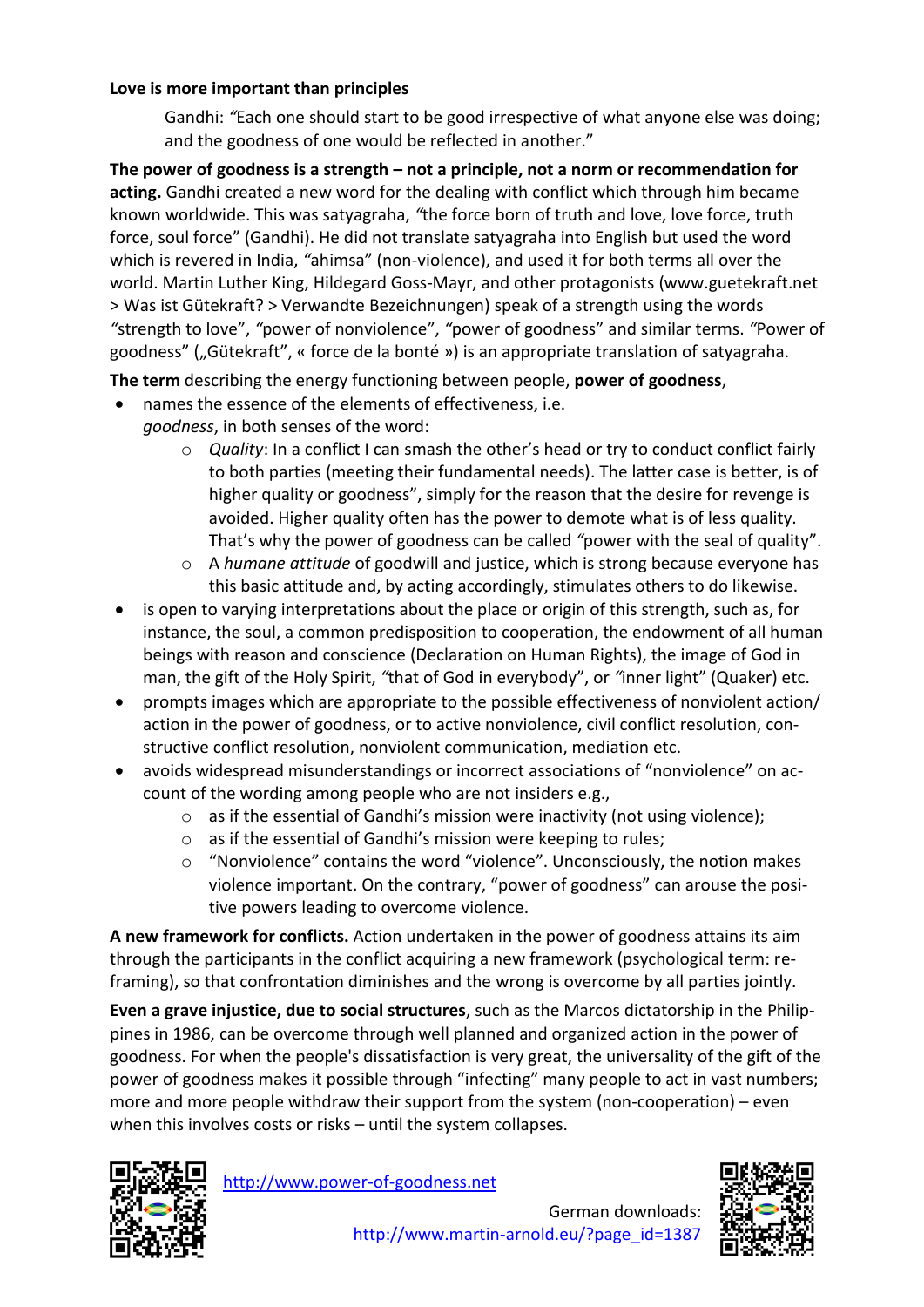**Love is more important than principles**

> Gandhi: *"*Each one should start to be good irrespective of what anyone else was doing; and the goodness of one would be reflected in another."

**The power of goodness is a strength – not a principle, not a norm or recommendation for acting.** Gandhi created a new word for the dealing with conflict which through him became known worldwide. This was satyagraha, *"*the force born of truth and love, love force, truth force, soul force" (Gandhi). He did not translate satyagraha into English but used the word which is revered in India, *"*ahimsa" (non-violence), and used it for both terms all over the world. Martin Luther King, Hildegard Goss-Mayr, and other protagonists (www.guetekraft.net > Was ist Gütekraft? > Verwandte Bezeichnungen) speak of a strength using the words *"*strength to love", *"*power of nonviolence", *"*power of goodness" and similar terms. *"*Power of goodness" („Gütekraft", « force de la bonté ») is an appropriate translation of satyagraha.

**The term** describing the energy functioning between people, **power of goodness**,

- names the essence of the elements of effectiveness, i.e. *goodness*, in both senses of the word:
  - *Quality*: In a conflict I can smash the other's head or try to conduct conflict fairly to both parties (meeting their fundamental needs). The latter case is better, is of higher quality or goodness", simply for the reason that the desire for revenge is avoided. Higher quality often has the power to demote what is of less quality. That's why the power of goodness can be called *"*power with the seal of quality".
  - A *humane attitude* of goodwill and justice, which is strong because everyone has this basic attitude and, by acting accordingly, stimulates others to do likewise.
- is open to varying interpretations about the place or origin of this strength, such as, for instance, the soul, a common predisposition to cooperation, the endowment of all human beings with reason and conscience (Declaration on Human Rights), the image of God in man, the gift of the Holy Spirit, *"*that of God in everybody", or *"*inner light" (Quaker) etc.
- prompts images which are appropriate to the possible effectiveness of nonviolent action/ action in the power of goodness, or to active nonviolence, civil conflict resolution, constructive conflict resolution, nonviolent communication, mediation etc.
- avoids widespread misunderstandings or incorrect associations of "nonviolence" on account of the wording among people who are not insiders e.g.,
  - as if the essential of Gandhi's mission were inactivity (not using violence);
  - as if the essential of Gandhi's mission were keeping to rules;
  - "Nonviolence" contains the word "violence". Unconsciously, the notion makes violence important. On the contrary, "power of goodness" can arouse the positive powers leading to overcome violence.

**A new framework for conflicts.** Action undertaken in the power of goodness attains its aim through the participants in the conflict acquiring a new framework (psychological term: reframing), so that confrontation diminishes and the wrong is overcome by all parties jointly.

**Even a grave injustice, due to social structures**, such as the Marcos dictatorship in the Philippines in 1986, can be overcome through well planned and organized action in the power of goodness. For when the people's dissatisfaction is very great, the universality of the gift of the power of goodness makes it possible through "infecting" many people to act in vast numbers; more and more people withdraw their support from the system (non-cooperation) – even when this involves costs or risks – until the system collapses.

http://www.power-of-goodness.net

German downloads: http://www.martin-arnold.eu/?page_id=1387